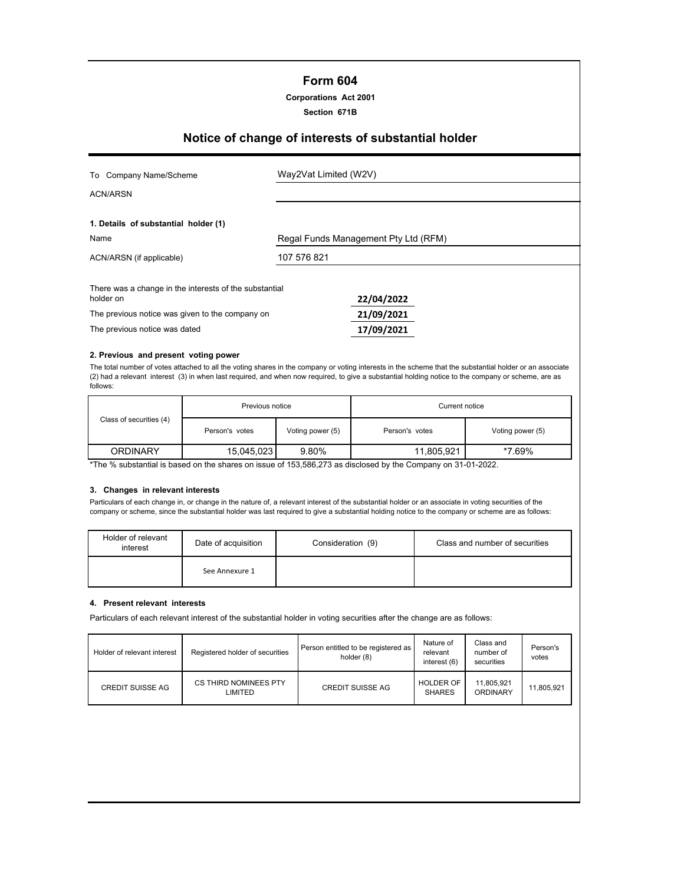# Form 604

**Corporations Act 2001**

**Section 671B**

## Notice of change of interests of substantial holder

| | |
|---|---|
| To Company Name/Scheme | Way2Vat Limited (W2V) |
| ACN/ARSN | |

**1. Details of substantial holder (1)**

| | |
|---|---|
| Name | Regal Funds Management Pty Ltd (RFM) |
| ACN/ARSN (if applicable) | 107 576 821 |

| | |
|---|---|
| There was a change in the interests of the substantial holder on | 22/04/2022 |
| The previous notice was given to the company on | 21/09/2021 |
| The previous notice was dated | 17/09/2021 |

**2. Previous and present voting power**

The total number of votes attached to all the voting shares in the company or voting interests in the scheme that the substantial holder or an associate (2) had a relevant interest (3) in when last required, and when now required, to give a substantial holding notice to the company or scheme, are as follows:

| Class of securities (4) | Previous notice | | Current notice | |
|---|---|---|---|---|
| | Person's votes | Voting power (5) | Person's votes | Voting power (5) |
| ORDINARY | 15,045,023 | 9.80% | 11,805,921 | *7.69% |

*The % substantial is based on the shares on issue of 153,586,273 as disclosed by the Company on 31-01-2022.

**3. Changes in relevant interests**

Particulars of each change in, or change in the nature of, a relevant interest of the substantial holder or an associate in voting securities of the company or scheme, since the substantial holder was last required to give a substantial holding notice to the company or scheme are as follows:

| Holder of relevant interest | Date of acquisition | Consideration (9) | Class and number of securities |
|---|---|---|---|
| | See Annexure 1 | | |

**4. Present relevant interests**

Particulars of each relevant interest of the substantial holder in voting securities after the change are as follows:

| Holder of relevant interest | Registered holder of securities | Person entitled to be registered as holder (8) | Nature of relevant interest (6) | Class and number of securities | Person's votes |
|---|---|---|---|---|---|
| CREDIT SUISSE AG | CS THIRD NOMINEES PTY LIMITED | CREDIT SUISSE AG | HOLDER OF SHARES | 11,805,921 ORDINARY | 11,805,921 |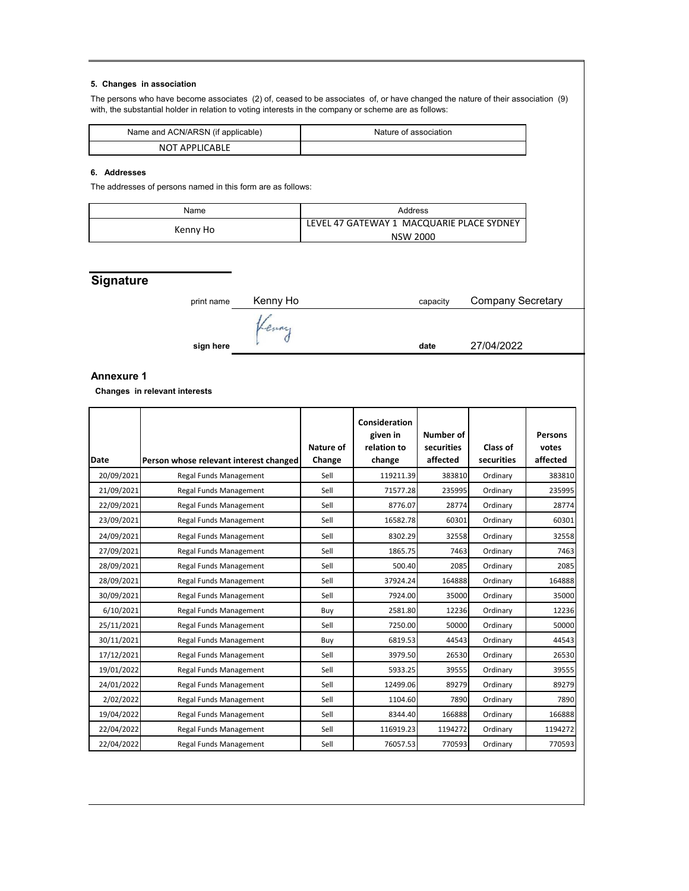#### 5. Changes in association

The persons who have become associates (2) of, ceased to be associates of, or have changed the nature of their association (9) with, the substantial holder in relation to voting interests in the company or scheme are as follows:

| Name and ACN/ARSN (if applicable) | Nature of association |
|---|---|
| NOT APPLICABLE | |

#### 6. Addresses

The addresses of persons named in this form are as follows:

| Name | Address |
|---|---|
| Kenny Ho | LEVEL 47 GATEWAY 1 MACQUARIE PLACE SYDNEY NSW 2000 |

## Signature

print name Kenny Ho capacity Company Secretary

sign here date 27/04/2022

### Annexure 1

**Changes in relevant interests**

| Date | Person whose relevant interest changed | Nature of Change | Consideration given in relation to change | Number of securities affected | Class of securities | Persons votes affected |
|---|---|---|---|---|---|---|
| 20/09/2021 | Regal Funds Management | Sell | 119211.39 | 383810 | Ordinary | 383810 |
| 21/09/2021 | Regal Funds Management | Sell | 71577.28 | 235995 | Ordinary | 235995 |
| 22/09/2021 | Regal Funds Management | Sell | 8776.07 | 28774 | Ordinary | 28774 |
| 23/09/2021 | Regal Funds Management | Sell | 16582.78 | 60301 | Ordinary | 60301 |
| 24/09/2021 | Regal Funds Management | Sell | 8302.29 | 32558 | Ordinary | 32558 |
| 27/09/2021 | Regal Funds Management | Sell | 1865.75 | 7463 | Ordinary | 7463 |
| 28/09/2021 | Regal Funds Management | Sell | 500.40 | 2085 | Ordinary | 2085 |
| 28/09/2021 | Regal Funds Management | Sell | 37924.24 | 164888 | Ordinary | 164888 |
| 30/09/2021 | Regal Funds Management | Sell | 7924.00 | 35000 | Ordinary | 35000 |
| 6/10/2021 | Regal Funds Management | Buy | 2581.80 | 12236 | Ordinary | 12236 |
| 25/11/2021 | Regal Funds Management | Sell | 7250.00 | 50000 | Ordinary | 50000 |
| 30/11/2021 | Regal Funds Management | Buy | 6819.53 | 44543 | Ordinary | 44543 |
| 17/12/2021 | Regal Funds Management | Sell | 3979.50 | 26530 | Ordinary | 26530 |
| 19/01/2022 | Regal Funds Management | Sell | 5933.25 | 39555 | Ordinary | 39555 |
| 24/01/2022 | Regal Funds Management | Sell | 12499.06 | 89279 | Ordinary | 89279 |
| 2/02/2022 | Regal Funds Management | Sell | 1104.60 | 7890 | Ordinary | 7890 |
| 19/04/2022 | Regal Funds Management | Sell | 8344.40 | 166888 | Ordinary | 166888 |
| 22/04/2022 | Regal Funds Management | Sell | 116919.23 | 1194272 | Ordinary | 1194272 |
| 22/04/2022 | Regal Funds Management | Sell | 76057.53 | 770593 | Ordinary | 770593 |